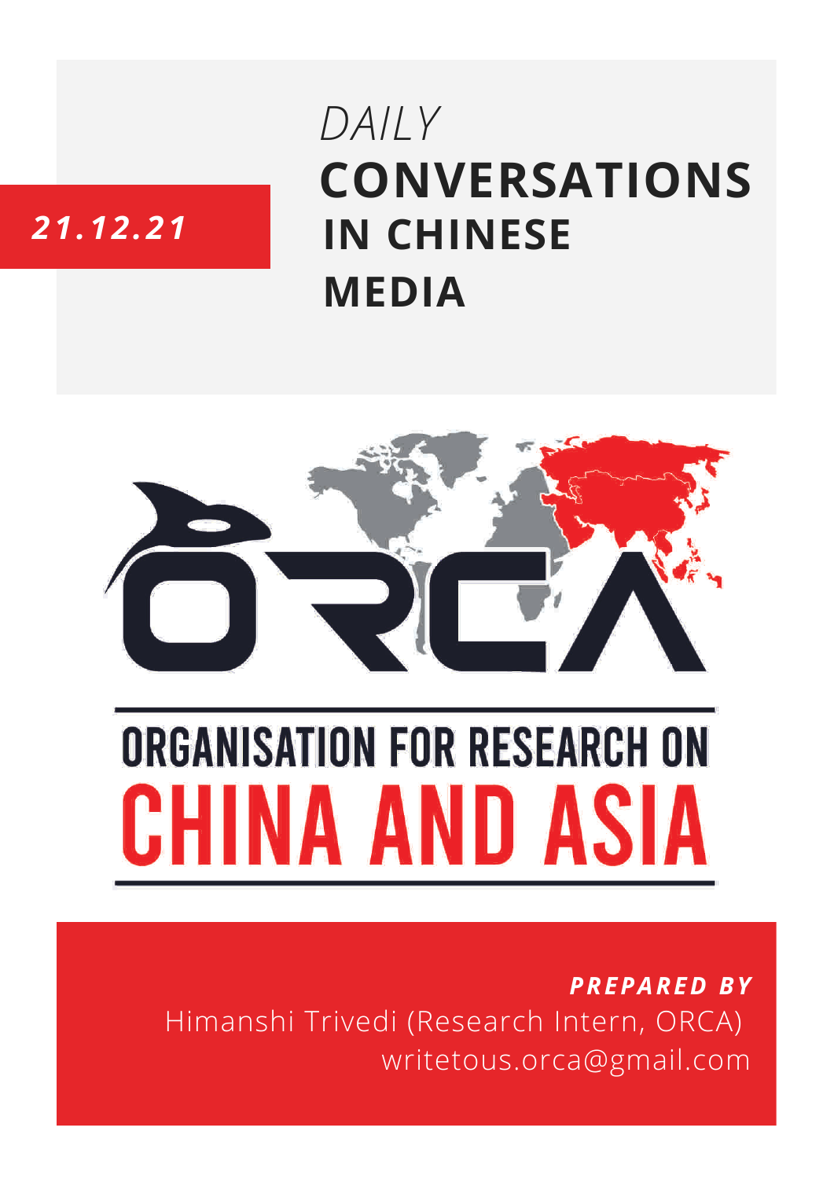*21.12.21*

# *DAILY* **CONVERSATIONS IN CHINESE MEDIA**

ORGANISATION FOR RESEARCH ON CHINA AND ASIA

***PREPARED BY***

Himanshi Trivedi (Research Intern, ORCA)

writetous.orca@gmail.com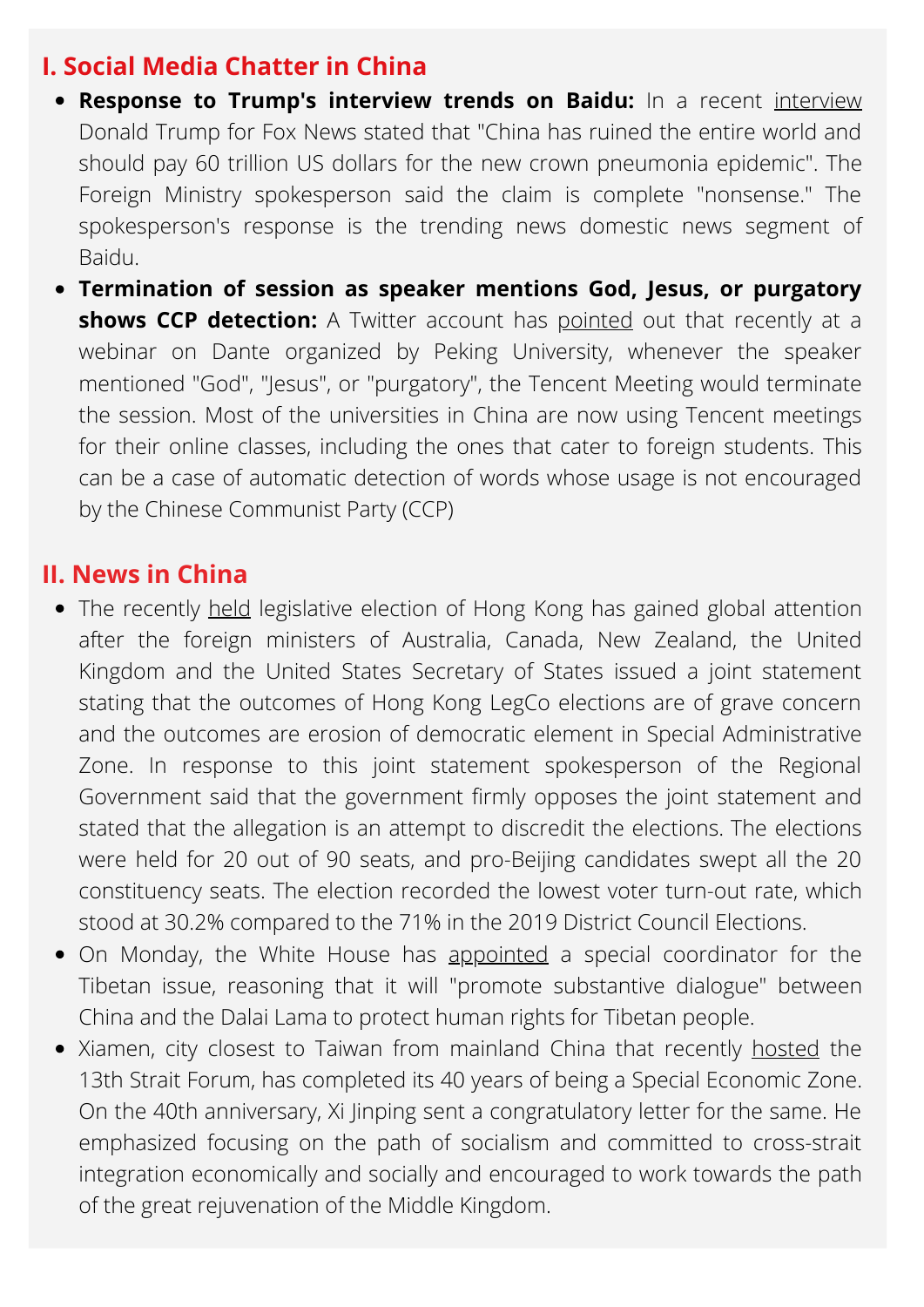## I. Social Media Chatter in China

- **Response to Trump's interview trends on Baidu:** In a recent interview Donald Trump for Fox News stated that "China has ruined the entire world and should pay 60 trillion US dollars for the new crown pneumonia epidemic". The Foreign Ministry spokesperson said the claim is complete "nonsense." The spokesperson's response is the trending news domestic news segment of Baidu.
- **Termination of session as speaker mentions God, Jesus, or purgatory shows CCP detection:** A Twitter account has pointed out that recently at a webinar on Dante organized by Peking University, whenever the speaker mentioned "God", "Jesus", or "purgatory", the Tencent Meeting would terminate the session. Most of the universities in China are now using Tencent meetings for their online classes, including the ones that cater to foreign students. This can be a case of automatic detection of words whose usage is not encouraged by the Chinese Communist Party (CCP)

## II. News in China

- The recently held legislative election of Hong Kong has gained global attention after the foreign ministers of Australia, Canada, New Zealand, the United Kingdom and the United States Secretary of States issued a joint statement stating that the outcomes of Hong Kong LegCo elections are of grave concern and the outcomes are erosion of democratic element in Special Administrative Zone. In response to this joint statement spokesperson of the Regional Government said that the government firmly opposes the joint statement and stated that the allegation is an attempt to discredit the elections. The elections were held for 20 out of 90 seats, and pro-Beijing candidates swept all the 20 constituency seats. The election recorded the lowest voter turn-out rate, which stood at 30.2% compared to the 71% in the 2019 District Council Elections.
- On Monday, the White House has appointed a special coordinator for the Tibetan issue, reasoning that it will "promote substantive dialogue" between China and the Dalai Lama to protect human rights for Tibetan people.
- Xiamen, city closest to Taiwan from mainland China that recently hosted the 13th Strait Forum, has completed its 40 years of being a Special Economic Zone. On the 40th anniversary, Xi Jinping sent a congratulatory letter for the same. He emphasized focusing on the path of socialism and committed to cross-strait integration economically and socially and encouraged to work towards the path of the great rejuvenation of the Middle Kingdom.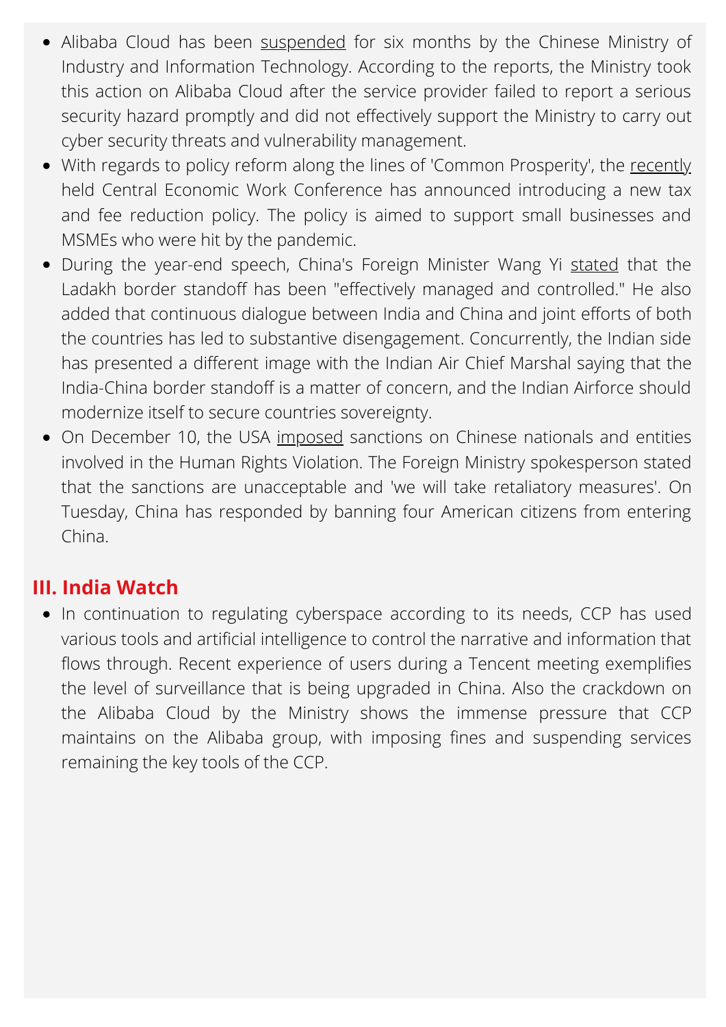- Alibaba Cloud has been suspended for six months by the Chinese Ministry of Industry and Information Technology. According to the reports, the Ministry took this action on Alibaba Cloud after the service provider failed to report a serious security hazard promptly and did not effectively support the Ministry to carry out cyber security threats and vulnerability management.
- With regards to policy reform along the lines of 'Common Prosperity', the recently held Central Economic Work Conference has announced introducing a new tax and fee reduction policy. The policy is aimed to support small businesses and MSMEs who were hit by the pandemic.
- During the year-end speech, China's Foreign Minister Wang Yi stated that the Ladakh border standoff has been "effectively managed and controlled." He also added that continuous dialogue between India and China and joint efforts of both the countries has led to substantive disengagement. Concurrently, the Indian side has presented a different image with the Indian Air Chief Marshal saying that the India-China border standoff is a matter of concern, and the Indian Airforce should modernize itself to secure countries sovereignty.
- On December 10, the USA imposed sanctions on Chinese nationals and entities involved in the Human Rights Violation. The Foreign Ministry spokesperson stated that the sanctions are unacceptable and 'we will take retaliatory measures'. On Tuesday, China has responded by banning four American citizens from entering China.

## III. India Watch

- In continuation to regulating cyberspace according to its needs, CCP has used various tools and artificial intelligence to control the narrative and information that flows through. Recent experience of users during a Tencent meeting exemplifies the level of surveillance that is being upgraded in China. Also the crackdown on the Alibaba Cloud by the Ministry shows the immense pressure that CCP maintains on the Alibaba group, with imposing fines and suspending services remaining the key tools of the CCP.